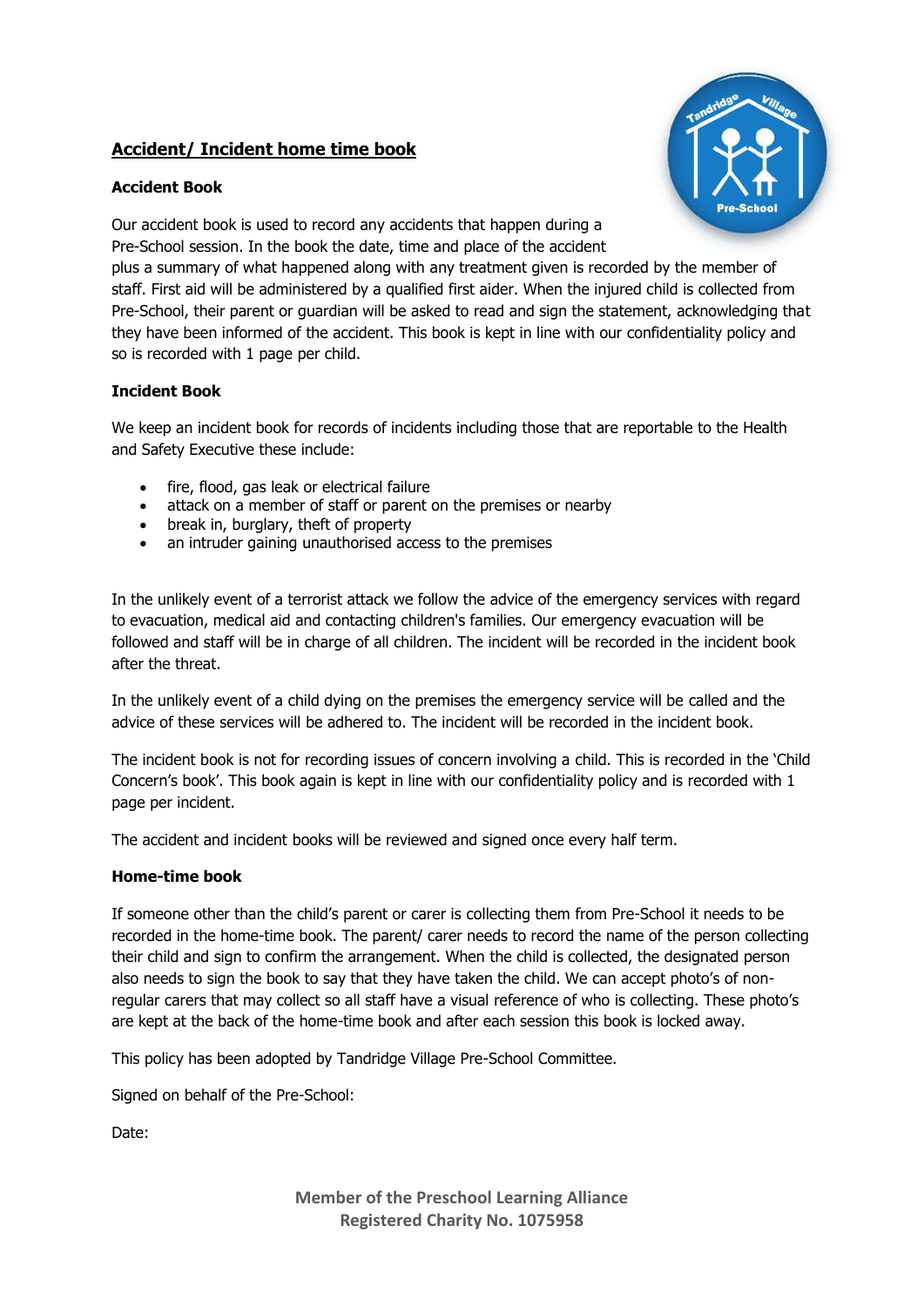# Accident/ Incident home time book

### Accident Book

Our accident book is used to record any accidents that happen during a Pre-School session. In the book the date, time and place of the accident plus a summary of what happened along with any treatment given is recorded by the member of staff. First aid will be administered by a qualified first aider. When the injured child is collected from Pre-School, their parent or guardian will be asked to read and sign the statement, acknowledging that they have been informed of the accident. This book is kept in line with our confidentiality policy and so is recorded with 1 page per child.

### Incident Book

We keep an incident book for records of incidents including those that are reportable to the Health and Safety Executive these include:

- fire, flood, gas leak or electrical failure
- attack on a member of staff or parent on the premises or nearby
- break in, burglary, theft of property
- an intruder gaining unauthorised access to the premises

In the unlikely event of a terrorist attack we follow the advice of the emergency services with regard to evacuation, medical aid and contacting children's families. Our emergency evacuation will be followed and staff will be in charge of all children. The incident will be recorded in the incident book after the threat.

In the unlikely event of a child dying on the premises the emergency service will be called and the advice of these services will be adhered to. The incident will be recorded in the incident book.

The incident book is not for recording issues of concern involving a child. This is recorded in the 'Child Concern's book'. This book again is kept in line with our confidentiality policy and is recorded with 1 page per incident.

The accident and incident books will be reviewed and signed once every half term.

### Home-time book

If someone other than the child's parent or carer is collecting them from Pre-School it needs to be recorded in the home-time book. The parent/ carer needs to record the name of the person collecting their child and sign to confirm the arrangement. When the child is collected, the designated person also needs to sign the book to say that they have taken the child. We can accept photo's of non-regular carers that may collect so all staff have a visual reference of who is collecting. These photo's are kept at the back of the home-time book and after each session this book is locked away.

This policy has been adopted by Tandridge Village Pre-School Committee.

Signed on behalf of the Pre-School:

Date:

**Member of the Preschool Learning Alliance**
**Registered Charity No. 1075958**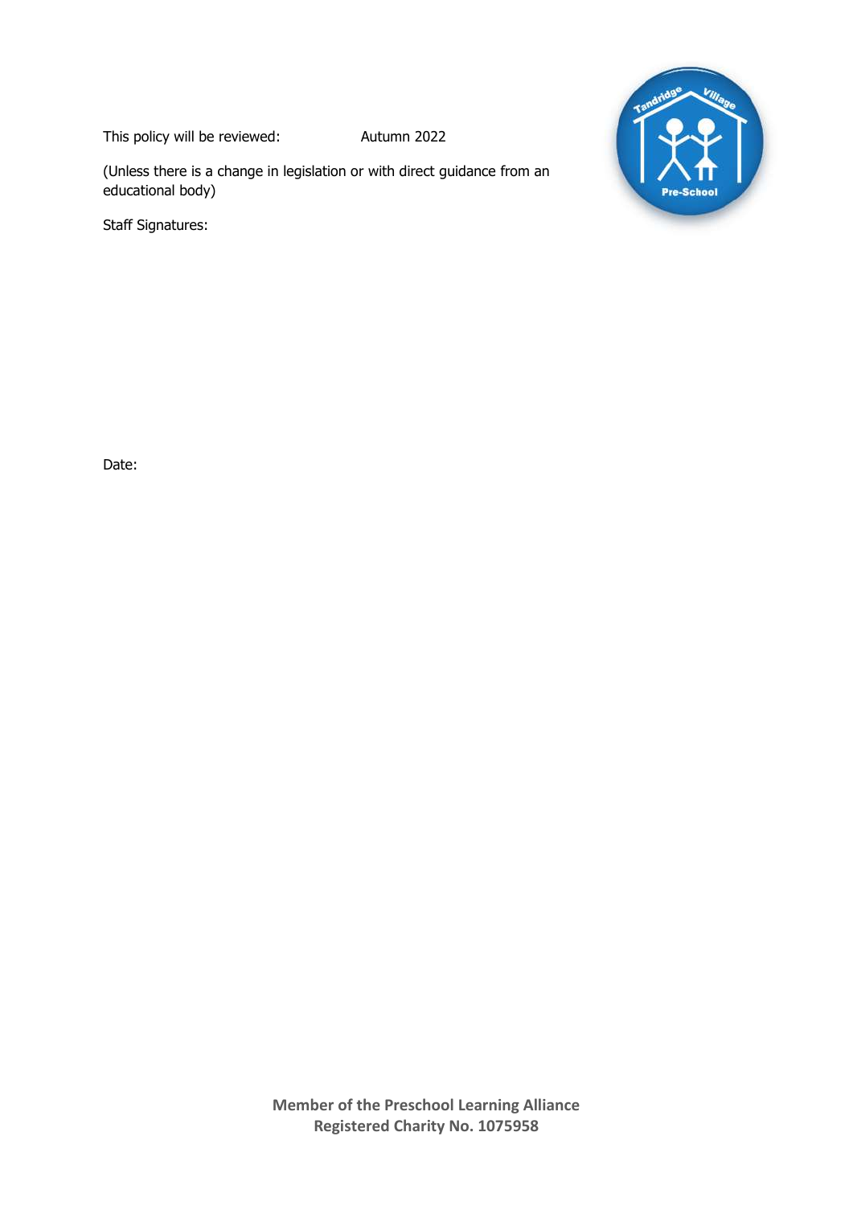This policy will be reviewed: Autumn 2022

(Unless there is a change in legislation or with direct guidance from an educational body)

Staff Signatures:

Date:

**Member of the Preschool Learning Alliance**
**Registered Charity No. 1075958**